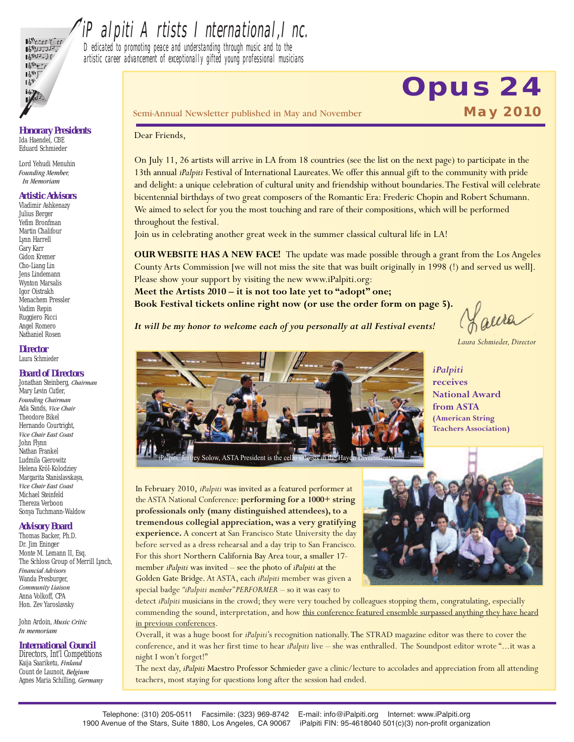# iPalpiti Artists International, Inc.

Dedicated to promoting peace and understanding through music and to the artistic career advancement of exceptionally gifted young professional musicians

## Opus 24

**May 2010**

Semi-Annual Newsletter published in May and November

**Honorary Presidents**
Ida Haendel, CBE
Eduard Schmieder

Lord Yehudi Menuhin
*Founding Member, In Memoriam*

**Artistic Advisors**
Vladimir Ashkenazy
Julius Berger
Yefim Bronfman
Martin Chalifour
Lynn Harrell
Gary Karr
Gidon Kremer
Cho-Liang Lin
Jens Lindemann
Wynton Marsalis
Igor Oistrakh
Menachem Pressler
Vadim Repin
Ruggiero Ricci
Angel Romero
Nathaniel Rosen

**Director**
Laura Schmieder

**Board of Directors**
Jonathan Steinberg, *Chairman*
Mary Levin Cutler, *Founding Chairman*
Ada Sands, *Vice Chair*
Theodore Bikel
Hernando Courtright, *Vice Chair East Coast*
John Flynn
Nathan Frankel
Ludmila Gierowitz
Helena Kröl-Kolodziey
Margarita Stanislavskaya, *Vice Chair East Coast*
Michael Steinfeld
Thereza Verboon
Sonya Tuchmann-Waldow

**Advisory Board**
Thomas Backer, Ph.D.
Dr. Jim Eninger
Monte M. Lemann II, Esq.
The Schloss Group of Merrill Lynch, *Financial Advisors*
Wanda Presburger, *Community Liaison*
Anna Volkoff, CPA
Hon. Zev Yaroslavsky

John Ardoin, *Music Critic In memoriam*

**International Council**
Directors, Int'l Competitions
Kaija Saariketu, *Finland*
Count de Launoit, *Belgium*
Agnes Maria Schilling, *Germany*

Dear Friends,

On July 11, 26 artists will arrive in LA from 18 countries (see the list on the next page) to participate in the 13th annual *iPalpiti* Festival of International Laureates. We offer this annual gift to the community with pride and delight: a unique celebration of cultural unity and friendship without boundaries. The Festival will celebrate bicentennial birthdays of two great composers of the Romantic Era: Frederic Chopin and Robert Schumann. We aimed to select for you the most touching and rare of their compositions, which will be performed throughout the festival.
Join us in celebrating another great week in the summer classical cultural life in LA!

**OUR WEBSITE HAS A NEW FACE!** The update was made possible through a grant from the Los Angeles County Arts Commission [we will not miss the site that was built originally in 1998 (!) and served us well]. Please show your support by visiting the new www.iPalpiti.org:
**Meet the Artists 2010 – it is not too late yet to "adopt" one;**
**Book Festival tickets online right now (or use the order form on page 5).**

***It will be my honor to welcome each of you personally at all Festival events!***

Laura
*Laura Schmieder, Director*

iPalpiti, Jeffrey Solow, ASTA President is the cello soloists in the Haydn Divertimento

### *iPalpiti* receives National Award from ASTA (American String Teachers Association)

In February 2010, *iPalpiti* was invited as a featured performer at the ASTA National Conference: **performing for a 1000+ string professionals only (many distinguished attendees), to a tremendous collegial appreciation, was a very gratifying experience.** A concert at San Francisco State University the day before served as a dress rehearsal and a day trip to San Francisco. For this short Northern California Bay Area tour, a smaller 17-member *iPalpiti* was invited – see the photo of *iPalpiti* at the Golden Gate Bridge. At ASTA, each *iPalpiti* member was given a special badge *"iPalpiti member" PERFORMER* – so it was easy to detect *iPalpiti* musicians in the crowd; they were very touched by colleagues stopping them, congratulating, especially commending the sound, interpretation, and how <u>this conference featured ensemble surpassed anything they have heard in previous conferences</u>.

Overall, it was a huge boost for *iPalpiti*'s recognition nationally. The STRAD magazine editor was there to cover the conference, and it was her first time to hear *iPalpiti* live – she was enthralled. The Soundpost editor wrote "...it was a night I won't forget!"

The next day, *iPalpiti* Maestro Professor Schmieder gave a clinic/lecture to accolades and appreciation from all attending teachers, most staying for questions long after the session had ended.

Telephone: (310) 205-0511 Facsimile: (323) 969-8742 E-mail: info@iPalpiti.org Internet: www.iPalpiti.org
1900 Avenue of the Stars, Suite 1880, Los Angeles, CA 90067 iPalpiti FIN: 95-4618040 501(c)(3) non-profit organization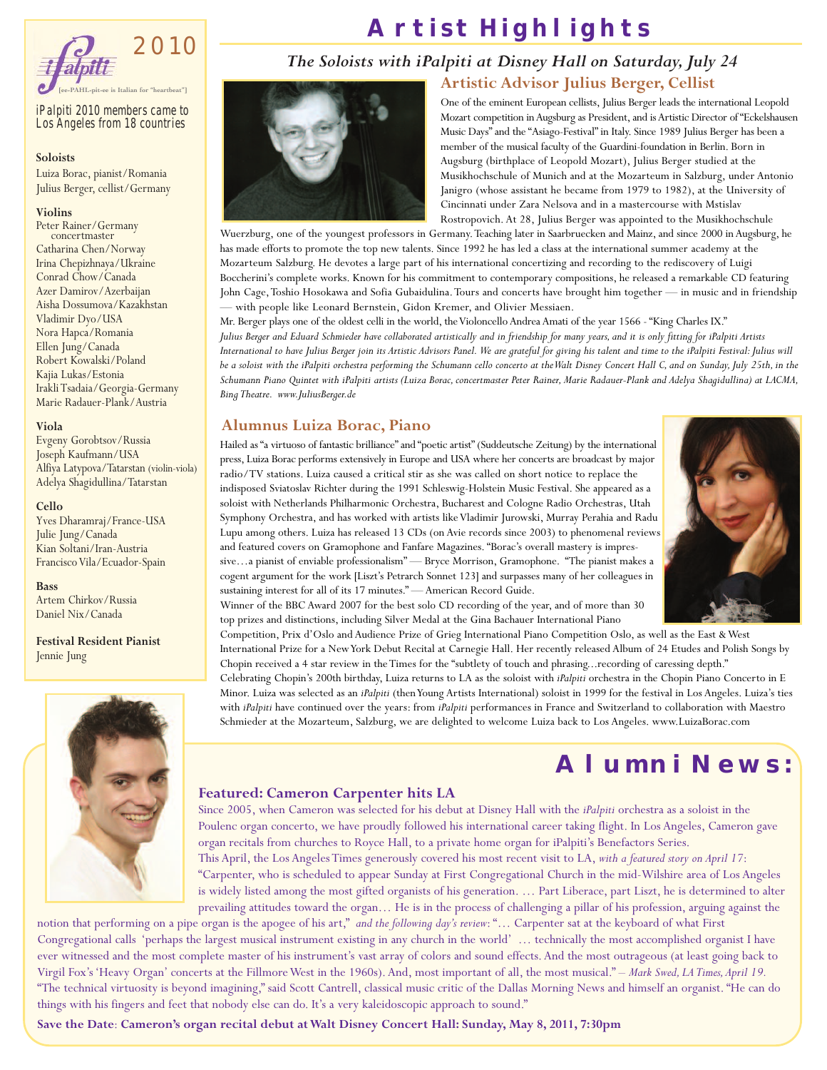# Artist Highlights

## The Soloists with iPalpiti at Disney Hall on Saturday, July 24

### Artistic Advisor Julius Berger, Cellist

One of the eminent European cellists, Julius Berger leads the international Leopold Mozart competition in Augsburg as President, and is Artistic Director of "Eckelshausen Music Days" and the "Asiago-Festival" in Italy. Since 1989 Julius Berger has been a member of the musical faculty of the Guardini-foundation in Berlin. Born in Augsburg (birthplace of Leopold Mozart), Julius Berger studied at the Musikhochschule of Munich and at the Mozarteum in Salzburg, under Antonio Janigro (whose assistant he became from 1979 to 1982), at the University of Cincinnati under Zara Nelsova and in a mastercourse with Mstislav Rostropovich. At 28, Julius Berger was appointed to the Musikhochschule Wuerzburg, one of the youngest professors in Germany. Teaching later in Saarbruecken and Mainz, and since 2000 in Augsburg, he has made efforts to promote the top new talents. Since 1992 he has led a class at the international summer academy at the Mozarteum Salzburg. He devotes a large part of his international concertizing and recording to the rediscovery of Luigi Boccherini's complete works. Known for his commitment to contemporary compositions, he released a remarkable CD featuring John Cage, Toshio Hosokawa and Sofia Gubaidulina. Tours and concerts have brought him together — in music and in friendship — with people like Leonard Bernstein, Gidon Kremer, and Olivier Messiaen.

Mr. Berger plays one of the oldest celli in the world, the Violoncello Andrea Amati of the year 1566 - "King Charles IX."

*Julius Berger and Eduard Schmieder have collaborated artistically and in friendship for many years, and it is only fitting for iPalpiti Artists International to have Julius Berger join its Artistic Advisors Panel. We are grateful for giving his talent and time to the iPalpiti Festival: Julius will be a soloist with the iPalpiti orchestra performing the Schumann cello concerto at the Walt Disney Concert Hall C, and on Sunday, July 25th, in the Schumann Piano Quintet with iPalpiti artists (Luiza Borac, concertmaster Peter Rainer, Marie Radauer-Plank and Adelya Shagidullina) at LACMA, Bing Theatre. www.JuliusBerger.de*

### Alumnus Luiza Borac, Piano

Hailed as "a virtuoso of fantastic brilliance" and "poetic artist" (Suddeutsche Zeitung) by the international press, Luiza Borac performs extensively in Europe and USA where her concerts are broadcast by major radio/TV stations. Luiza caused a critical stir as she was called on short notice to replace the indisposed Sviatoslav Richter during the 1991 Schleswig-Holstein Music Festival. She appeared as a soloist with Netherlands Philharmonic Orchestra, Bucharest and Cologne Radio Orchestras, Utah Symphony Orchestra, and has worked with artists like Vladimir Jurowski, Murray Perahia and Radu Lupu among others. Luiza has released 13 CDs (on Avie records since 2003) to phenomenal reviews and featured covers on Gramophone and Fanfare Magazines. "Borac's overall mastery is impressive…a pianist of enviable professionalism" — Bryce Morrison, Gramophone. "The pianist makes a cogent argument for the work [Liszt's Petrarch Sonnet 123] and surpasses many of her colleagues in sustaining interest for all of its 17 minutes." — American Record Guide.

Winner of the BBC Award 2007 for the best solo CD recording of the year, and of more than 30 top prizes and distinctions, including Silver Medal at the Gina Bachauer International Piano Competition, Prix d'Oslo and Audience Prize of Grieg International Piano Competition Oslo, as well as the East & West International Prize for a New York Debut Recital at Carnegie Hall. Her recently released Album of 24 Etudes and Polish Songs by Chopin received a 4 star review in the Times for the "subtlety of touch and phrasing…recording of caressing depth."

Celebrating Chopin's 200th birthday, Luiza returns to LA as the soloist with *iPalpiti* orchestra in the Chopin Piano Concerto in E Minor. Luiza was selected as an *iPalpiti* (then Young Artists International) soloist in 1999 for the festival in Los Angeles. Luiza's ties with *iPalpiti* have continued over the years: from *iPalpiti* performances in France and Switzerland to collaboration with Maestro Schmieder at the Mozarteum, Salzburg, we are delighted to welcome Luiza back to Los Angeles. www.LuizaBorac.com

---

**iPalpiti 2010**
[ee-PAHL-pit-ee is Italian for "heartbeat"]

*iPalpiti 2010 members came to Los Angeles from 18 countries*

**Soloists**
Luiza Borac, pianist/Romania
Julius Berger, cellist/Germany

**Violins**
Peter Rainer/Germany concertmaster
Catharina Chen/Norway
Irina Chepizhnaya/Ukraine
Conrad Chow/Canada
Azer Damirov/Azerbaijan
Aisha Dossumova/Kazakhstan
Vladimir Dyo/USA
Nora Hapca/Romania
Ellen Jung/Canada
Robert Kowalski/Poland
Kajia Lukas/Estonia
Irakli Tsadaia/Georgia-Germany
Marie Radauer-Plank/Austria

**Viola**
Evgeny Gorobtsov/Russia
Joseph Kaufmann/USA
Alfiya Latypova/Tatarstan (violin-viola)
Adelya Shagidullina/Tatarstan

**Cello**
Yves Dharamraj/France-USA
Julie Jung/Canada
Kian Soltani/Iran-Austria
Francisco Vila/Ecuador-Spain

**Bass**
Artem Chirkov/Russia
Daniel Nix/Canada

**Festival Resident Pianist**
Jennie Jung

---

# Alumni News:

### Featured: Cameron Carpenter hits LA

Since 2005, when Cameron was selected for his debut at Disney Hall with the *iPalpiti* orchestra as a soloist in the Poulenc organ concerto, we have proudly followed his international career taking flight. In Los Angeles, Cameron gave organ recitals from churches to Royce Hall, to a private home organ for iPalpiti's Benefactors Series.

This April, the Los Angeles Times generously covered his most recent visit to LA, *with a featured story on April 17*: "Carpenter, who is scheduled to appear Sunday at First Congregational Church in the mid-Wilshire area of Los Angeles is widely listed among the most gifted organists of his generation. … Part Liberace, part Liszt, he is determined to alter prevailing attitudes toward the organ… He is in the process of challenging a pillar of his profession, arguing against the notion that performing on a pipe organ is the apogee of his art," *and the following day's review*: "… Carpenter sat at the keyboard of what First Congregational calls 'perhaps the largest musical instrument existing in any church in the world' … technically the most accomplished organist I have ever witnessed and the most complete master of his instrument's vast array of colors and sound effects. And the most outrageous (at least going back to Virgil Fox's 'Heavy Organ' concerts at the Fillmore West in the 1960s). And, most important of all, the most musical." – *Mark Swed, LA Times, April 19.*

"The technical virtuosity is beyond imagining," said Scott Cantrell, classical music critic of the Dallas Morning News and himself an organist. "He can do things with his fingers and feet that nobody else can do. It's a very kaleidoscopic approach to sound."

**Save the Date: Cameron's organ recital debut at Walt Disney Concert Hall: Sunday, May 8, 2011, 7:30pm**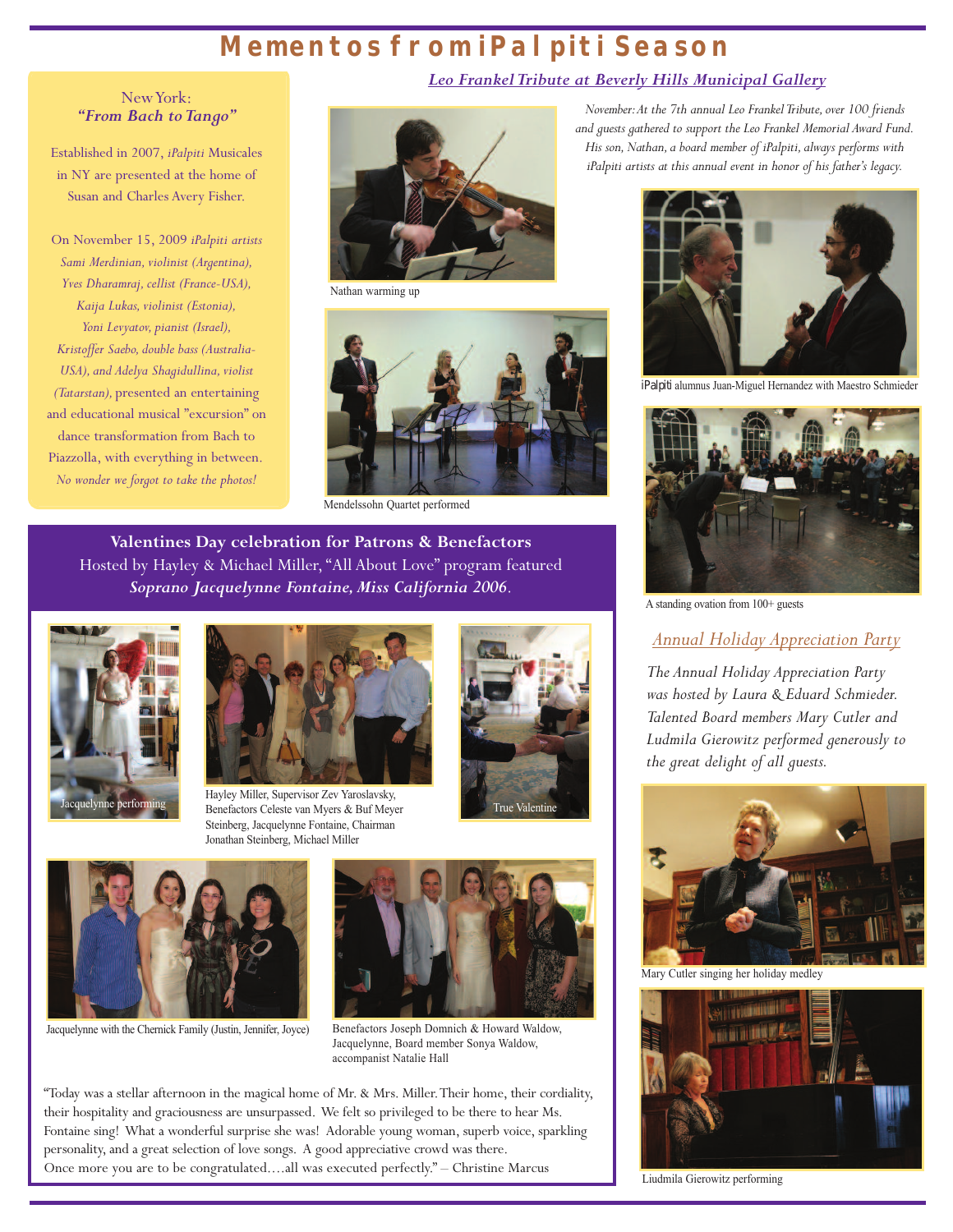# Mementos from iPalpiti Season

## New York: *"From Bach to Tango"*

Established in 2007, *iPalpiti* Musicales in NY are presented at the home of Susan and Charles Avery Fisher.

On November 15, 2009 *iPalpiti artists Sami Merdinian, violinist (Argentina), Yves Dharamraj, cellist (France-USA), Kaija Lukas, violinist (Estonia), Yoni Levyatov, pianist (Israel), Kristoffer Saebo, double bass (Australia-USA), and Adelya Shagidullina, violist (Tatarstan),* presented an entertaining and educational musical "excursion" on dance transformation from Bach to Piazzolla, with everything in between. *No wonder we forgot to take the photos!*

## *Leo Frankel Tribute at Beverly Hills Municipal Gallery*

*November: At the 7th annual Leo Frankel Tribute, over 100 friends and guests gathered to support the Leo Frankel Memorial Award Fund. His son, Nathan, a board member of iPalpiti, always performs with iPalpiti artists at this annual event in honor of his father's legacy.*

Nathan warming up

Mendelssohn Quartet performed

iPalpiti alumnus Juan-Miguel Hernandez with Maestro Schmieder

A standing ovation from 100+ guests

## *Annual Holiday Appreciation Party*

*The Annual Holiday Appreciation Party was hosted by Laura & Eduard Schmieder. Talented Board members Mary Cutler and Ludmila Gierowitz performed generously to the great delight of all guests.*

Mary Cutler singing her holiday medley

Liudmila Gierowitz performing

## Valentines Day celebration for Patrons & Benefactors

Hosted by Hayley & Michael Miller, "All About Love" program featured ***Soprano Jacquelynne Fontaine, Miss California 2006.***

Jacquelynne performing

Hayley Miller, Supervisor Zev Yaroslavsky, Benefactors Celeste van Myers & Buf Meyer Steinberg, Jacquelynne Fontaine, Chairman Jonathan Steinberg, Michael Miller

True Valentine

Jacquelynne with the Chernick Family (Justin, Jennifer, Joyce)

Benefactors Joseph Domnich & Howard Waldow, Jacquelynne, Board member Sonya Waldow, accompanist Natalie Hall

"Today was a stellar afternoon in the magical home of Mr. & Mrs. Miller. Their home, their cordiality, their hospitality and graciousness are unsurpassed. We felt so privileged to be there to hear Ms. Fontaine sing! What a wonderful surprise she was! Adorable young woman, superb voice, sparkling personality, and a great selection of love songs. A good appreciative crowd was there. Once more you are to be congratulated….all was executed perfectly." – Christine Marcus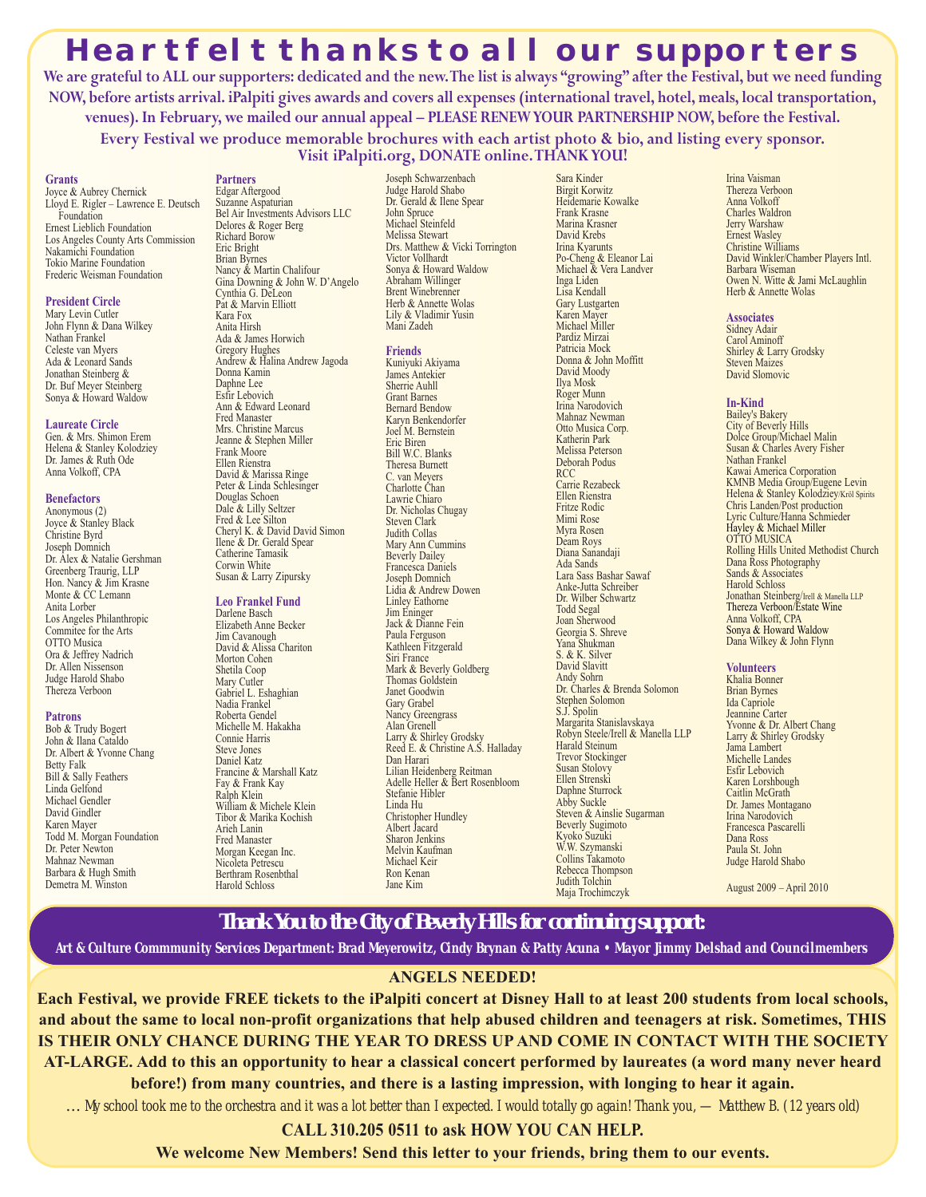# Heartfelt thanks to all our supporters

**We are grateful to ALL our supporters: dedicated and the new. The list is always "growing" after the Festival, but we need funding NOW, before artists arrival. iPalpiti gives awards and covers all expenses (international travel, hotel, meals, local transportation, venues). In February, we mailed our annual appeal – PLEASE RENEW YOUR PARTNERSHIP NOW, before the Festival.**

**Every Festival we produce memorable brochures with each artist photo & bio, and listing every sponsor. Visit iPalpiti.org, DONATE online. THANK YOU!**

### Grants
Joyce & Aubrey Chernick
Lloyd E. Rigler – Lawrence E. Deutsch Foundation
Ernest Lieblich Foundation
Los Angeles County Arts Commission
Nakamichi Foundation
Tokio Marine Foundation
Frederic Weisman Foundation

### President Circle
Mary Levin Cutler
John Flynn & Dana Wilkey
Nathan Frankel
Celeste van Myers
Ada & Leonard Sands
Jonathan Steinberg & Dr. Buf Meyer Steinberg
Sonya & Howard Waldow

### Laureate Circle
Gen. & Mrs. Shimon Erem
Helena & Stanley Kolodziey
Dr. James & Ruth Ode
Anna Volkoff, CPA

### Benefactors
Anonymous (2)
Joyce & Stanley Black
Christine Byrd
Joseph Domnich
Dr. Alex & Natalie Gershman
Greenberg Traurig, LLP
Hon. Nancy & Jim Krasne
Monte & CC Lemann
Anita Lorber
Los Angeles Philanthropic Commitee for the Arts
OTTO Musica
Ora & Jeffrey Nadrich
Dr. Allen Nissenson
Judge Harold Shabo
Thereza Verboon

### Patrons
Bob & Trudy Bogert
John & Ilana Cataldo
Dr. Albert & Yvonne Chang
Betty Falk
Bill & Sally Feathers
Linda Gelfond
Michael Gendler
David Gindler
Karen Mayer
Todd M. Morgan Foundation
Dr. Peter Newton
Mahnaz Newman
Barbara & Hugh Smith
Demetra M. Winston

### Partners
Edgar Aftergood
Suzanne Aspaturian
Bel Air Investments Advisors LLC
Delores & Roger Berg
Richard Borow
Eric Bright
Brian Byrnes
Nancy & Martin Chalifour
Gina Downing & John W. D'Angelo
Cynthia G. DeLeon
Pat & Marvin Elliott
Kara Fox
Anita Hirsh
Ada & James Horwich
Gregory Hughes
Andrew & Halina Andrew Jagoda
Donna Kamin
Daphne Lee
Esfir Lebovich
Ann & Edward Leonard
Fred Manaster
Mrs. Christine Marcus
Jeanne & Stephen Miller
Frank Moore
Ellen Rienstra
David & Marissa Ringe
Peter & Linda Schlesinger
Douglas Schoen
Dale & Lilly Seltzer
Fred & Lee Silton
Cheryl K. & David David Simon
Ilene & Dr. Gerald Spear
Catherine Tamasik
Corwin White
Susan & Larry Zipursky

### Leo Frankel Fund
Darlene Basch
Elizabeth Anne Becker
Jim Cavanough
David & Alissa Chariton
Morton Cohen
Shetila Coop
Mary Cutler
Gabriel L. Eshaghian
Nadia Frankel
Roberta Gendel
Michelle M. Hakakha
Connie Harris
Steve Jones
Daniel Katz
Francine & Marshall Katz
Fay & Frank Kay
Ralph Klein
William & Michele Klein
Tibor & Marika Kochish
Arieh Lanin
Fred Manaster
Morgan Keegan Inc.
Nicoleta Petrescu
Berthram Rosenbthal
Harold Schloss
Joseph Schwarzenbach
Judge Harold Shabo
Dr. Gerald & Ilene Spear
John Spruce
Michael Steinfeld
Melissa Stewart
Drs. Matthew & Vicki Torrington
Victor Vollhardt
Sonya & Howard Waldow
Abraham Willinger
Brent Winebrenner
Herb & Annette Wolas
Lily & Vladimir Yusin
Mani Zadeh

### Friends
Kuniyuki Akiyama
James Antekier
Sherrie Auhll
Grant Barnes
Bernard Bendow
Karyn Benkendorfer
Joel M. Bernstein
Eric Biren
Bill W.C. Blanks
Theresa Burnett
C. van Meyers
Charlotte Chan
Lawrie Chiaro
Dr. Nicholas Chugay
Steven Clark
Judith Collas
Mary Ann Cummins
Beverly Dailey
Francesca Daniels
Joseph Domnich
Lidia & Andrew Dowen
Linley Eathorne
Jim Eninger
Jack & Dianne Fein
Paula Ferguson
Kathleen Fitzgerald
Siri France
Mark & Beverly Goldberg
Thomas Goldstein
Janet Goodwin
Gary Grabel
Nancy Greengrass
Alan Grenell
Larry & Shirley Grodsky
Reed E. & Christine A.S. Halladay
Dan Harari
Lilian Heidenberg Reitman
Adelle Heller & Bert Rosenbloom
Stefanie Hibler
Linda Hu
Christopher Hundley
Albert Jacard
Sharon Jenkins
Melvin Kaufman
Michael Keir
Ron Kenan
Jane Kim
Sara Kinder
Birgit Korwitz
Heidemarie Kowalke
Frank Krasne
Marina Krasner
David Krebs
Irina Kyarunts
Po-Cheng & Eleanor Lai
Michael & Vera Landver
Inga Liden
Lisa Kendall
Gary Lustgarten
Karen Mayer
Michael Miller
Pardiz Mirzai
Patricia Mock
Donna & John Moffitt
David Moody
Ilya Mosk
Roger Munn
Irina Narodovich
Mahnaz Newman
Otto Musica Corp.
Katherin Park
Melissa Peterson
Deborah Podus
RCC
Carrie Rezabeck
Ellen Rienstra
Fritze Rodic
Mimi Rose
Myra Rosen
Deam Roys
Diana Sanandaji
Ada Sands
Lara Sass Bashar Sawaf
Anke-Jutta Schreiber
Dr. Wilber Schwartz
Todd Segal
Joan Sherwood
Georgia S. Shreve
Yana Shukman
S. & K. Silver
David Slavitt
Andy Sohrn
Dr. Charles & Brenda Solomon
Stephen Solomon
S.J. Spolin
Margarita Stanislavskaya
Robyn Steele/Irell & Manella LLP
Harald Steinum
Trevor Stockinger
Susan Stolovy
Ellen Strenski
Daphne Sturrock
Abby Suckle
Steven & Ainslie Sugarman
Beverly Sugimoto
Kyoko Suzuki
W.W. Szymanski
Collins Takamoto
Rebecca Thompson
Judith Tolchin
Maja Trochimczyk
Irina Vaisman
Thereza Verboon
Anna Volkoff
Charles Waldron
Jerry Warshaw
Ernest Wasley
Christine Williams
David Winkler/Chamber Players Intl.
Barbara Wiseman
Owen N. Witte & Jami McLaughlin
Herb & Annette Wolas

### Associates
Sidney Adair
Carol Aminoff
Shirley & Larry Grodsky
Steven Maizes
David Slomovic

### In-Kind
Bailey's Bakery
City of Beverly Hills
Dolce Group/Michael Malin
Susan & Charles Avery Fisher
Nathan Frankel
Kawai America Corporation
KMNB Media Group/Eugene Levin
Helena & Stanley Kolodziey/Król Spirits
Chris Landen/Post production
Lyric Culture/Hanna Schmieder
Hayley & Michael Miller
OTTO MUSICA
Rolling Hills United Methodist Church
Dana Ross Photography
Sands & Associates
Harold Schloss
Jonathan Steinberg/Irell & Manella LLP
Thereza Verboon/Estate Wine
Anna Volkoff, CPA
Sonya & Howard Waldow
Dana Wilkey & John Flynn

### Volunteers
Khalia Bonner
Brian Byrnes
Ida Capriole
Jeannine Carter
Yvonne & Dr. Albert Chang
Larry & Shirley Grodsky
Jama Lambert
Michelle Landes
Esfir Lebovich
Karen Lorshbough
Caitlin McGrath
Dr. James Montagano
Irina Narodovich
Francesca Pascarelli
Dana Ross
Paula St. John
Judge Harold Shabo

August 2009 – April 2010

## Thank You to the City of Beverly Hills for continuing support:

**Art & Culture Commmunity Services Department: Brad Meyerowitz, Cindy Brynan & Patty Acuna • Mayor Jimmy Delshad and Councilmembers**

## ANGELS NEEDED!

**Each Festival, we provide FREE tickets to the iPalpiti concert at Disney Hall to at least 200 students from local schools, and about the same to local non-profit organizations that help abused children and teenagers at risk. Sometimes, THIS IS THEIR ONLY CHANCE DURING THE YEAR TO DRESS UP AND COME IN CONTACT WITH THE SOCIETY AT-LARGE. Add to this an opportunity to hear a classical concert performed by laureates (a word many never heard before!) from many countries, and there is a lasting impression, with longing to hear it again.**

*… My school took me to the orchestra and it was a lot better than I expected. I would totally go again! Thank you, — Matthew B. (12 years old)*

**CALL 310.205 0511 to ask HOW YOU CAN HELP.**

**We welcome New Members! Send this letter to your friends, bring them to our events.**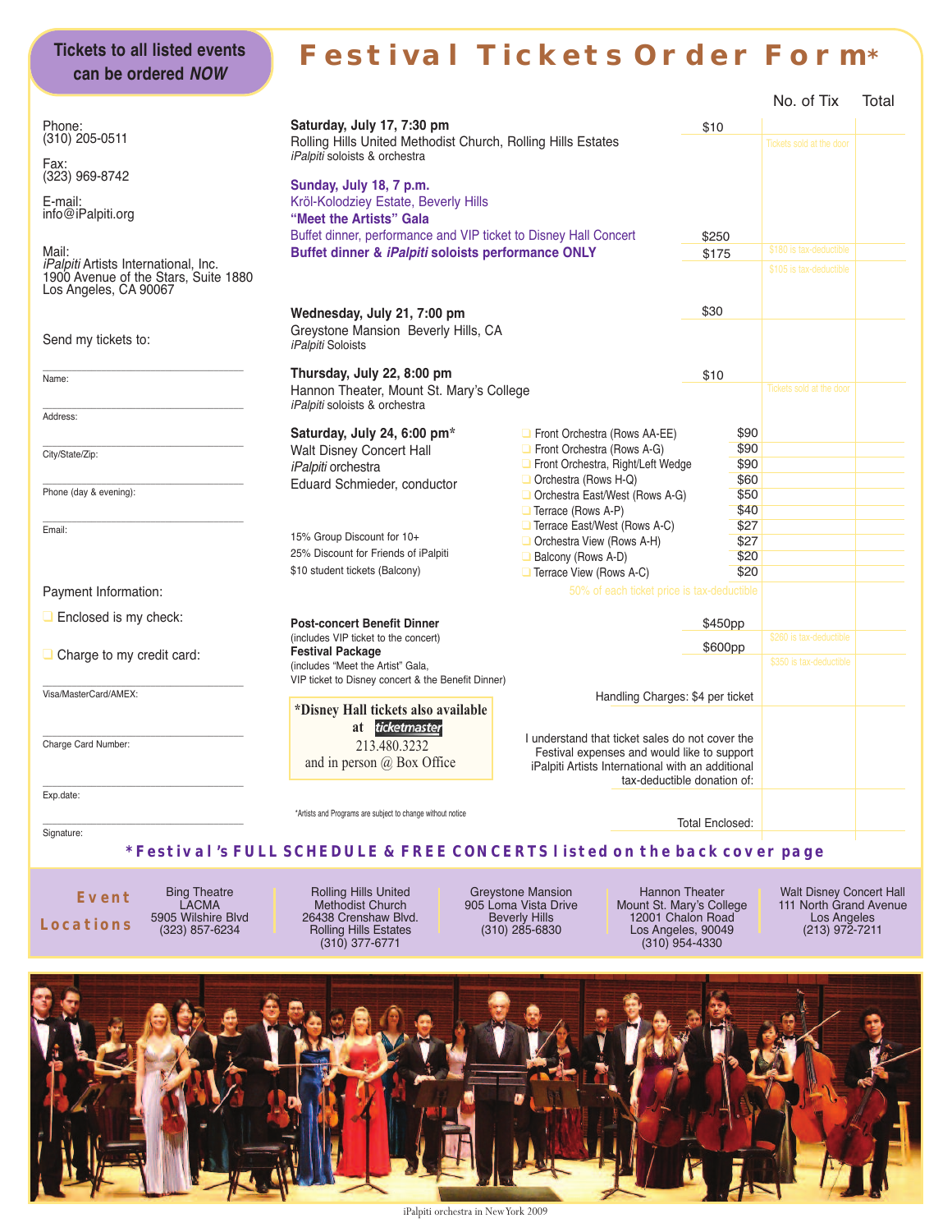**Tickets to all listed events can be ordered *NOW***

# Festival Tickets Order Form*

Phone:
(310) 205-0511

Fax:
(323) 969-8742

E-mail:
info@iPalpiti.org

Mail:
*iPalpiti* Artists International, Inc.
1900 Avenue of the Stars, Suite 1880
Los Angeles, CA 90067

Send my tickets to:

Name: ______________________

Address: ______________________

City/State/Zip: ______________________

Phone (day & evening): ______________________

Email: ______________________

Payment Information:

❑ Enclosed is my check:

❑ Charge to my credit card:

Visa/MasterCard/AMEX: ______________________

Charge Card Number: ______________________

Exp.date: ______________________

Signature: ______________________

| Event | Price | No. of Tix | Total |
|---|---|---|---|
| **Saturday, July 17, 7:30 pm** Rolling Hills United Methodist Church, Rolling Hills Estates *iPalpiti* soloists & orchestra | $10 | Tickets sold at the door | |
| **Sunday, July 18, 7 p.m.** Kröl-Kolodziey Estate, Beverly Hills **"Meet the Artists" Gala** Buffet dinner, performance and VIP ticket to Disney Hall Concert | $250 | $180 is tax-deductible | |
| **Buffet dinner & *iPalpiti* soloists performance ONLY** | $175 | $105 is tax-deductible | |
| **Wednesday, July 21, 7:00 pm** Greystone Mansion Beverly Hills, CA *iPalpiti* Soloists | $30 | | |
| **Thursday, July 22, 8:00 pm** Hannon Theater, Mount St. Mary's College *iPalpiti* soloists & orchestra | $10 | Tickets sold at the door | |

**Saturday, July 24, 6:00 pm***
Walt Disney Concert Hall
*iPalpiti* orchestra
Eduard Schmieder, conductor

15% Group Discount for 10+
25% Discount for Friends of iPalpiti
$10 student tickets (Balcony)

| Seating | Price | No. of Tix | Total |
|---|---|---|---|
| ❑ Front Orchestra (Rows AA-EE) | $90 | | |
| ❑ Front Orchestra (Rows A-G) | $90 | | |
| ❑ Front Orchestra, Right/Left Wedge | $90 | | |
| ❑ Orchestra (Rows H-Q) | $60 | | |
| ❑ Orchestra East/West (Rows A-G) | $50 | | |
| ❑ Terrace (Rows A-P) | $40 | | |
| ❑ Terrace East/West (Rows A-C) | $27 | | |
| ❑ Orchestra View (Rows A-H) | $27 | | |
| ❑ Balcony (Rows A-D) | $20 | | |
| ❑ Terrace View (Rows A-C) | $20 | | |

50% of each ticket price is tax-deductible

| Item | Price | No. of Tix | Total |
|---|---|---|---|
| **Post-concert Benefit Dinner** (includes VIP ticket to the concert) | $450pp | $260 is tax-deductible | |
| **Festival Package** (includes "Meet the Artist" Gala, VIP ticket to Disney concert & the Benefit Dinner) | $600pp | $350 is tax-deductible | |
| Handling Charges: $4 per ticket | | | |
| I understand that ticket sales do not cover the Festival expenses and would like to support iPalpiti Artists International with an additional tax-deductible donation of: | | | |
| Total Enclosed: | | | |

***Disney Hall tickets also available at ticketmaster**
213.480.3232
and in person @ Box Office

*Artists and Programs are subject to change without notice

***Festival's FULL SCHEDULE & FREE CONCERTS listed on the back cover page**

**Event Locations**

- Bing Theatre, LACMA, 5905 Wilshire Blvd, (323) 857-6234
- Rolling Hills United Methodist Church, 26438 Crenshaw Blvd., Rolling Hills Estates, (310) 377-6771
- Greystone Mansion, 905 Loma Vista Drive, Beverly Hills, (310) 285-6830
- Hannon Theater, Mount St. Mary's College, 12001 Chalon Road, Los Angeles, 90049, (310) 954-4330
- Walt Disney Concert Hall, 111 North Grand Avenue, Los Angeles, (213) 972-7211

iPalpiti orchestra in New York 2009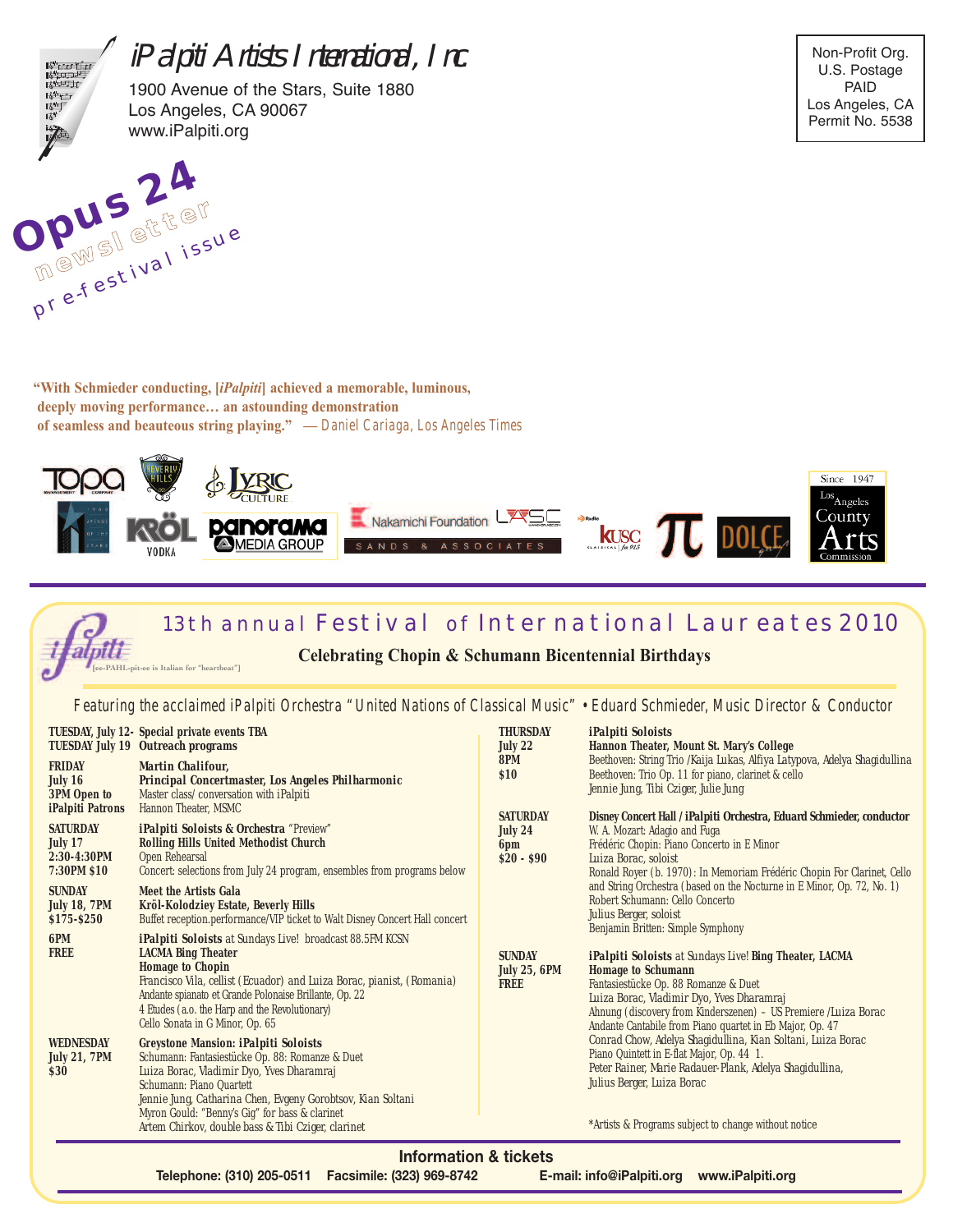# iPalpiti Artists International, Inc.

1900 Avenue of the Stars, Suite 1880
Los Angeles, CA 90067
www.iPalpiti.org

Non-Profit Org.
U.S. Postage
PAID
Los Angeles, CA
Permit No. 5538

**Opus 24**
newsletter
pre-festival issue

**"With Schmieder conducting, [*iPalpiti*] achieved a memorable, luminous, deeply moving performance… an astounding demonstration of seamless and beauteous string playing."** — Daniel Cariaga, Los Angeles Times

TOPA Management Company · Beverly Hills · Lyric Culture · 1900 Avenue of the Stars · KRÖL Vodka · panorama Media Group · Nakamichi Foundation · LASC · Sands & Associates · KUSC Classical fm 91.5 · π · DOLCE · Since 1947 Los Angeles County Arts Commission

## 13th annual Festival of International Laureates 2010

iPalpiti [ee-PAHL-pit-ee is Italian for "heartbeat"]

**Celebrating Chopin & Schumann Bicentennial Birthdays**

Featuring the acclaimed iPalpiti Orchestra "United Nations of Classical Music" • Eduard Schmieder, Music Director & Conductor

**TUESDAY, July 12- TUESDAY July 19**
**Special private events TBA**
**Outreach programs**

**FRIDAY July 16 3PM Open to iPalpiti Patrons**
**Martin Chalifour, Principal Concertmaster, Los Angeles Philharmonic**
Master class/ conversation with iPalpiti
Hannon Theater, MSMC

**SATURDAY July 17 2:30-4:30PM 7:30PM $10**
**iPalpiti Soloists & Orchestra** "Preview"
**Rolling Hills United Methodist Church**
Open Rehearsal
Concert: selections from July 24 program, ensembles from programs below

**SUNDAY July 18, 7PM $175-$250**
**Meet the Artists Gala**
**Kröl-Kolodziey Estate, Beverly Hills**
Buffet reception.performance/VIP ticket to Walt Disney Concert Hall concert

**6PM FREE**
**iPalpiti Soloists** at Sundays Live! broadcast 88.5FM KCSN
**LACMA Bing Theater**
**Homage to Chopin**
Francisco Vila, cellist (Ecuador) and Luiza Borac, pianist, (Romania)
Andante spianato et Grande Polonaise Brillante, Op. 22
4 Etudes (a.o. the Harp and the Revolutionary)
Cello Sonata in G Minor, Op. 65

**WEDNESDAY July 21, 7PM $30**
**Greystone Mansion: iPalpiti Soloists**
Schumann: Fantasiestücke Op. 88: Romanze & Duet
Luiza Borac, Vladimir Dyo, Yves Dharamraj
Schumann: Piano Quartett
Jennie Jung, Catharina Chen, Evgeny Gorobtsov, Kian Soltani
Myron Gould: "Benny's Gig" for bass & clarinet
Artem Chirkov, double bass & Tibi Cziger, clarinet

**THURSDAY July 22 8PM $10**
**iPalpiti Soloists**
**Hannon Theater, Mount St. Mary's College**
Beethoven: String Trio /Kaija Lukas, Alfiya Latypova, Adelya Shagidullina
Beethoven: Trio Op. 11 for piano, clarinet & cello
Jennie Jung, Tibi Cziger, Julie Jung

**SATURDAY July 24 6pm $20 - $90**
**Disney Concert Hall / iPalpiti Orchestra, Eduard Schmieder, conductor**
W. A. Mozart: Adagio and Fuga
Frédéric Chopin: Piano Concerto in E Minor
Luiza Borac, soloist
Ronald Royer (b. 1970): In Memoriam Frédéric Chopin For Clarinet, Cello and String Orchestra (based on the Nocturne in E Minor, Op. 72, No. 1)
Robert Schumann: Cello Concerto
Julius Berger, soloist
Benjamin Britten: Simple Symphony

**SUNDAY July 25, 6PM FREE**
**iPalpiti Soloists** at Sundays Live! **Bing Theater, LACMA**
**Homage to Schumann**
Fantasiestücke Op. 88 Romanze & Duet
Luiza Borac, Vladimir Dyo, Yves Dharamraj
Ahnung (discovery from Kinderszenen) – US Premiere /Luiza Borac
Andante Cantabile from Piano quartet in Eb Major, Op. 47
Conrad Chow, Adelya Shagidullina, Kian Soltani, Luiza Borac
Piano Quintett in E-flat Major, Op. 44 1.
Peter Rainer, Marie Radauer-Plank, Adelya Shagidullina, Julius Berger, Luiza Borac

*Artists & Programs subject to change without notice

**Information & tickets**

**Telephone: (310) 205-0511 Facsimile: (323) 969-8742 E-mail: info@iPalpiti.org www.iPalpiti.org**